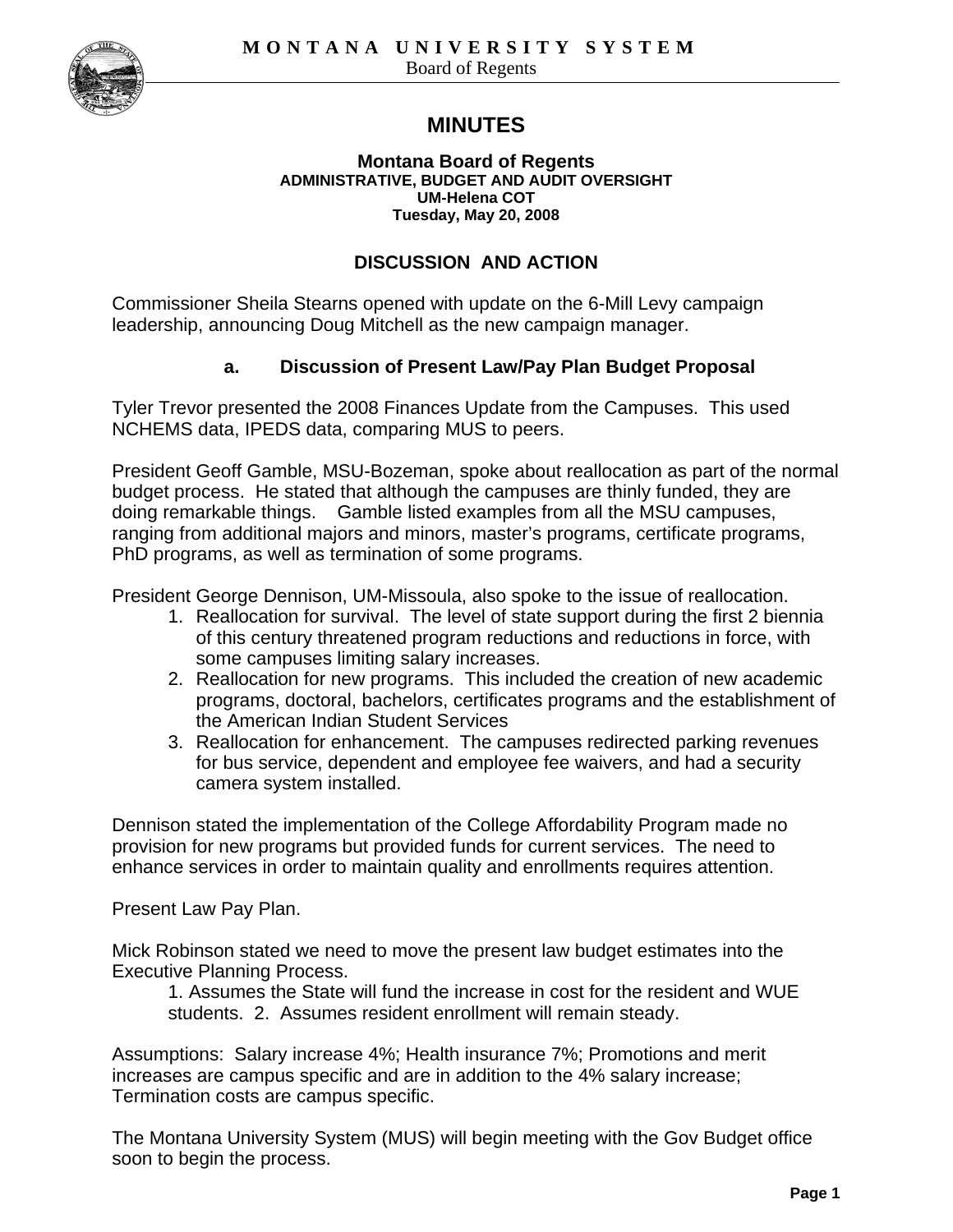**MONTANA UNIVERSITY SYSTEM**
Board of Regents

# MINUTES

**Montana Board of Regents**
**ADMINISTRATIVE, BUDGET AND AUDIT OVERSIGHT**
**UM-Helena COT**
**Tuesday, May 20, 2008**

## DISCUSSION AND ACTION

Commissioner Sheila Stearns opened with update on the 6-Mill Levy campaign leadership, announcing Doug Mitchell as the new campaign manager.

### a. Discussion of Present Law/Pay Plan Budget Proposal

Tyler Trevor presented the 2008 Finances Update from the Campuses. This used NCHEMS data, IPEDS data, comparing MUS to peers.

President Geoff Gamble, MSU-Bozeman, spoke about reallocation as part of the normal budget process. He stated that although the campuses are thinly funded, they are doing remarkable things. Gamble listed examples from all the MSU campuses, ranging from additional majors and minors, master's programs, certificate programs, PhD programs, as well as termination of some programs.

President George Dennison, UM-Missoula, also spoke to the issue of reallocation.

1. Reallocation for survival. The level of state support during the first 2 biennia of this century threatened program reductions and reductions in force, with some campuses limiting salary increases.
2. Reallocation for new programs. This included the creation of new academic programs, doctoral, bachelors, certificates programs and the establishment of the American Indian Student Services
3. Reallocation for enhancement. The campuses redirected parking revenues for bus service, dependent and employee fee waivers, and had a security camera system installed.

Dennison stated the implementation of the College Affordability Program made no provision for new programs but provided funds for current services. The need to enhance services in order to maintain quality and enrollments requires attention.

Present Law Pay Plan.

Mick Robinson stated we need to move the present law budget estimates into the Executive Planning Process.

1. Assumes the State will fund the increase in cost for the resident and WUE students. 2. Assumes resident enrollment will remain steady.

Assumptions: Salary increase 4%; Health insurance 7%; Promotions and merit increases are campus specific and are in addition to the 4% salary increase; Termination costs are campus specific.

The Montana University System (MUS) will begin meeting with the Gov Budget office soon to begin the process.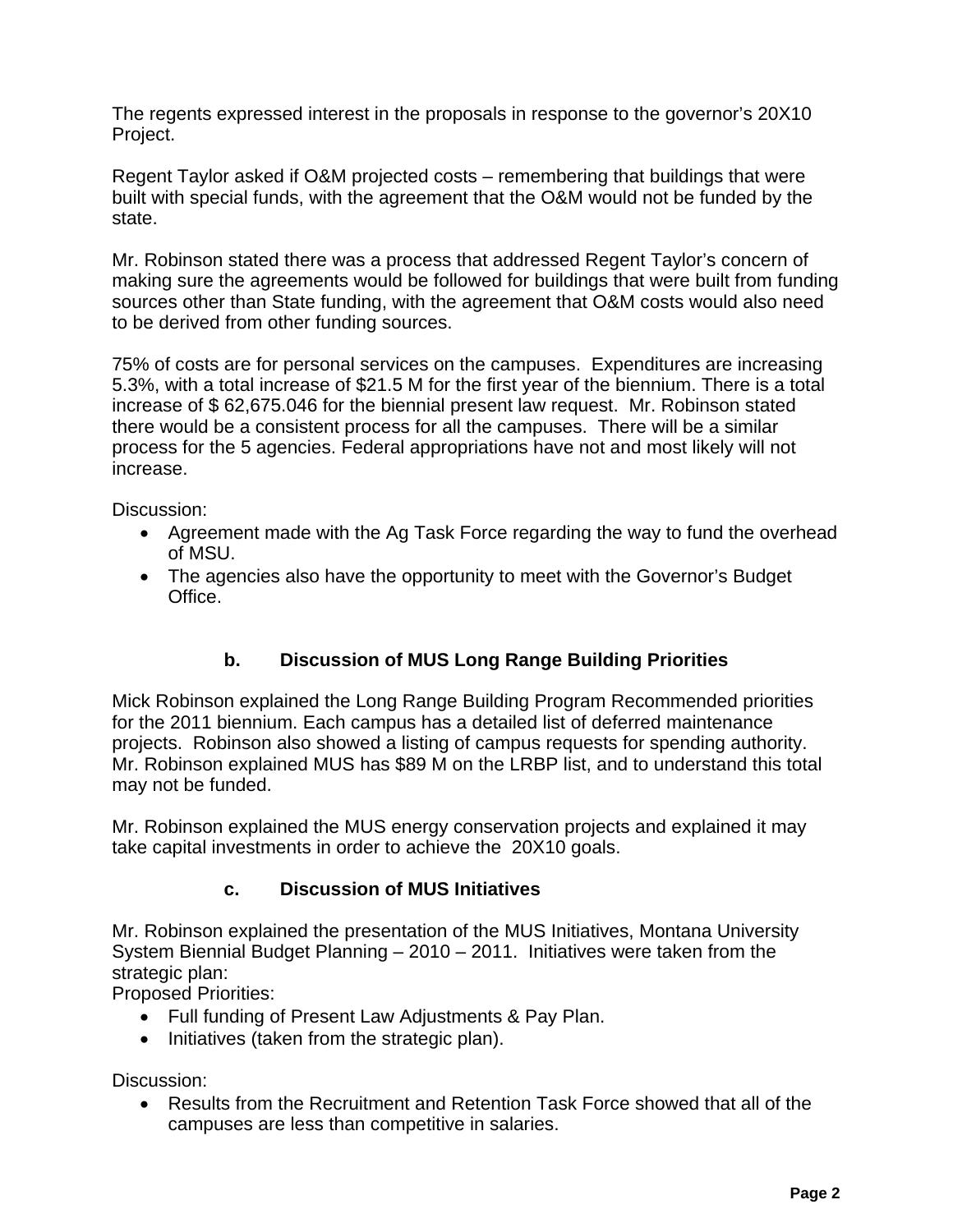The regents expressed interest in the proposals in response to the governor's 20X10 Project.

Regent Taylor asked if O&M projected costs – remembering that buildings that were built with special funds, with the agreement that the O&M would not be funded by the state.

Mr. Robinson stated there was a process that addressed Regent Taylor's concern of making sure the agreements would be followed for buildings that were built from funding sources other than State funding, with the agreement that O&M costs would also need to be derived from other funding sources.

75% of costs are for personal services on the campuses. Expenditures are increasing 5.3%, with a total increase of $21.5 M for the first year of the biennium. There is a total increase of $ 62,675.046 for the biennial present law request. Mr. Robinson stated there would be a consistent process for all the campuses. There will be a similar process for the 5 agencies. Federal appropriations have not and most likely will not increase.

Discussion:

- Agreement made with the Ag Task Force regarding the way to fund the overhead of MSU.
- The agencies also have the opportunity to meet with the Governor's Budget Office.

### b. Discussion of MUS Long Range Building Priorities

Mick Robinson explained the Long Range Building Program Recommended priorities for the 2011 biennium. Each campus has a detailed list of deferred maintenance projects. Robinson also showed a listing of campus requests for spending authority. Mr. Robinson explained MUS has $89 M on the LRBP list, and to understand this total may not be funded.

Mr. Robinson explained the MUS energy conservation projects and explained it may take capital investments in order to achieve the 20X10 goals.

### c. Discussion of MUS Initiatives

Mr. Robinson explained the presentation of the MUS Initiatives, Montana University System Biennial Budget Planning – 2010 – 2011. Initiatives were taken from the strategic plan:

Proposed Priorities:

- Full funding of Present Law Adjustments & Pay Plan.
- Initiatives (taken from the strategic plan).

Discussion:

- Results from the Recruitment and Retention Task Force showed that all of the campuses are less than competitive in salaries.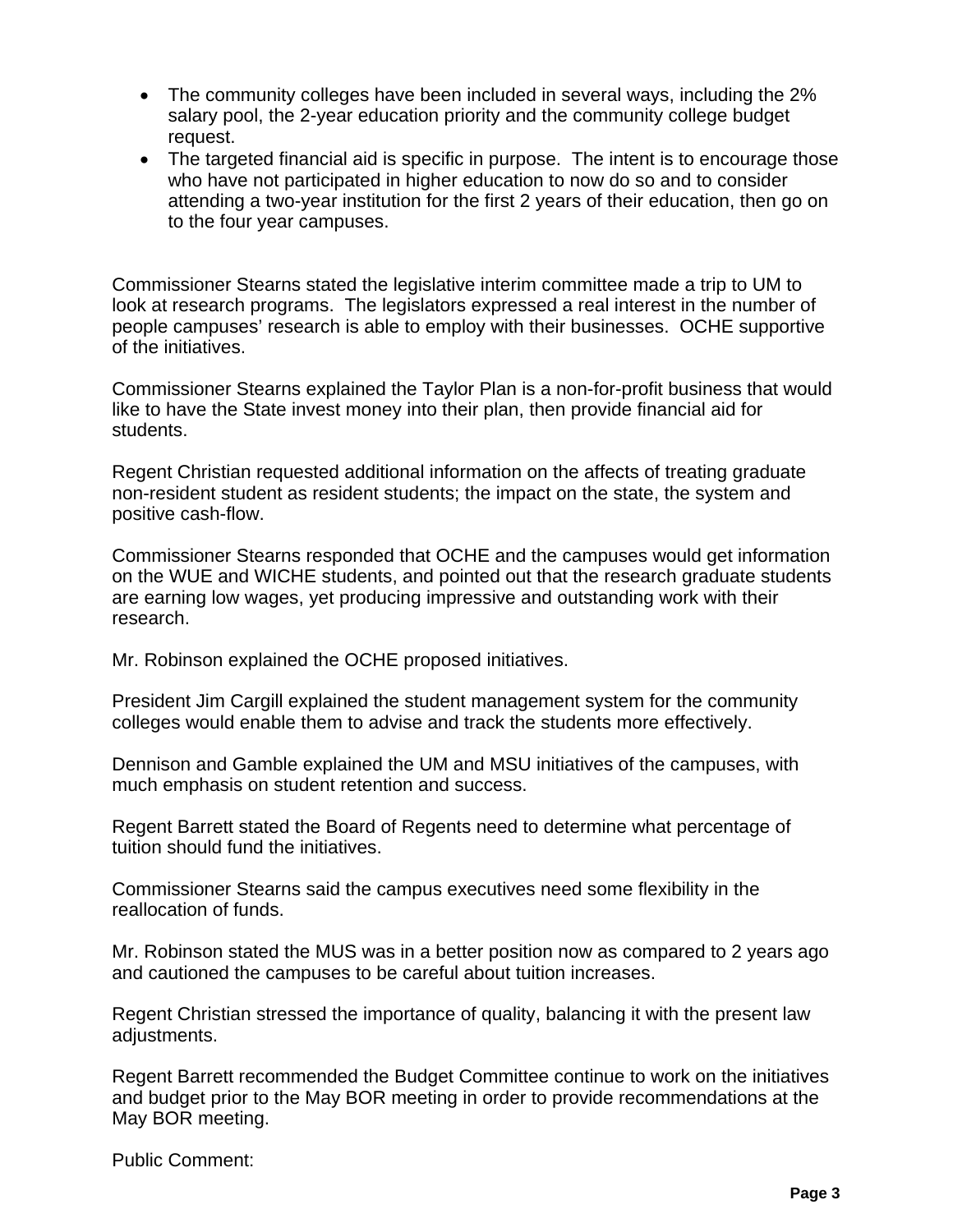- The community colleges have been included in several ways, including the 2% salary pool, the 2-year education priority and the community college budget request.
- The targeted financial aid is specific in purpose. The intent is to encourage those who have not participated in higher education to now do so and to consider attending a two-year institution for the first 2 years of their education, then go on to the four year campuses.

Commissioner Stearns stated the legislative interim committee made a trip to UM to look at research programs. The legislators expressed a real interest in the number of people campuses' research is able to employ with their businesses. OCHE supportive of the initiatives.

Commissioner Stearns explained the Taylor Plan is a non-for-profit business that would like to have the State invest money into their plan, then provide financial aid for students.

Regent Christian requested additional information on the affects of treating graduate non-resident student as resident students; the impact on the state, the system and positive cash-flow.

Commissioner Stearns responded that OCHE and the campuses would get information on the WUE and WICHE students, and pointed out that the research graduate students are earning low wages, yet producing impressive and outstanding work with their research.

Mr. Robinson explained the OCHE proposed initiatives.

President Jim Cargill explained the student management system for the community colleges would enable them to advise and track the students more effectively.

Dennison and Gamble explained the UM and MSU initiatives of the campuses, with much emphasis on student retention and success.

Regent Barrett stated the Board of Regents need to determine what percentage of tuition should fund the initiatives.

Commissioner Stearns said the campus executives need some flexibility in the reallocation of funds.

Mr. Robinson stated the MUS was in a better position now as compared to 2 years ago and cautioned the campuses to be careful about tuition increases.

Regent Christian stressed the importance of quality, balancing it with the present law adjustments.

Regent Barrett recommended the Budget Committee continue to work on the initiatives and budget prior to the May BOR meeting in order to provide recommendations at the May BOR meeting.

Public Comment: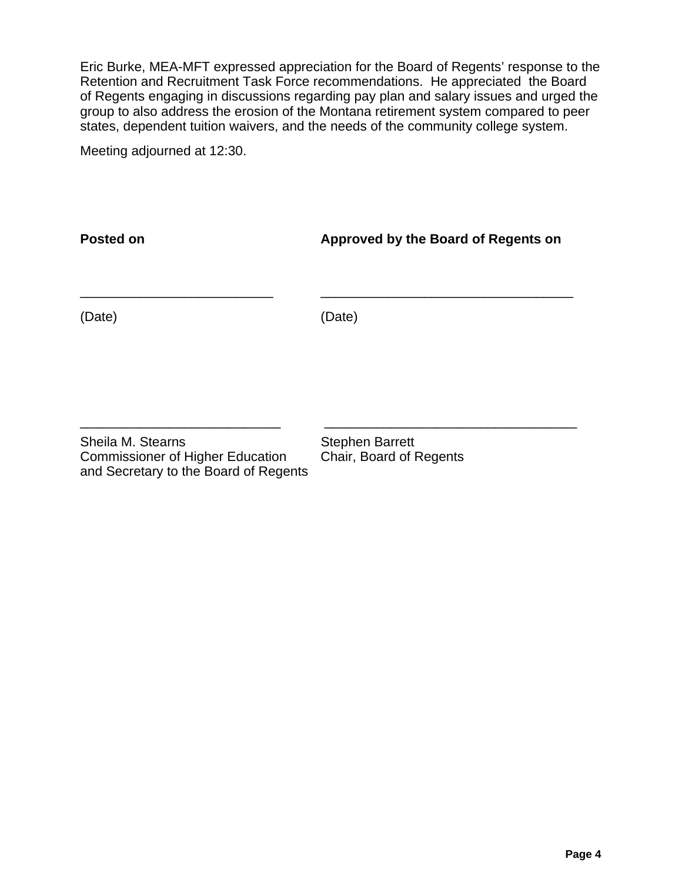Eric Burke, MEA-MFT expressed appreciation for the Board of Regents' response to the Retention and Recruitment Task Force recommendations. He appreciated the Board of Regents engaging in discussions regarding pay plan and salary issues and urged the group to also address the erosion of the Montana retirement system compared to peer states, dependent tuition waivers, and the needs of the community college system.

Meeting adjourned at 12:30.

| | |
|---|---|
| **Posted on** | **Approved by the Board of Regents on** |
| ___________________________ | ___________________________________ |
| (Date) | (Date) |
| ___________________________ | ___________________________________ |
| Sheila M. Stearns<br>Commissioner of Higher Education<br>and Secretary to the Board of Regents | Stephen Barrett<br>Chair, Board of Regents |